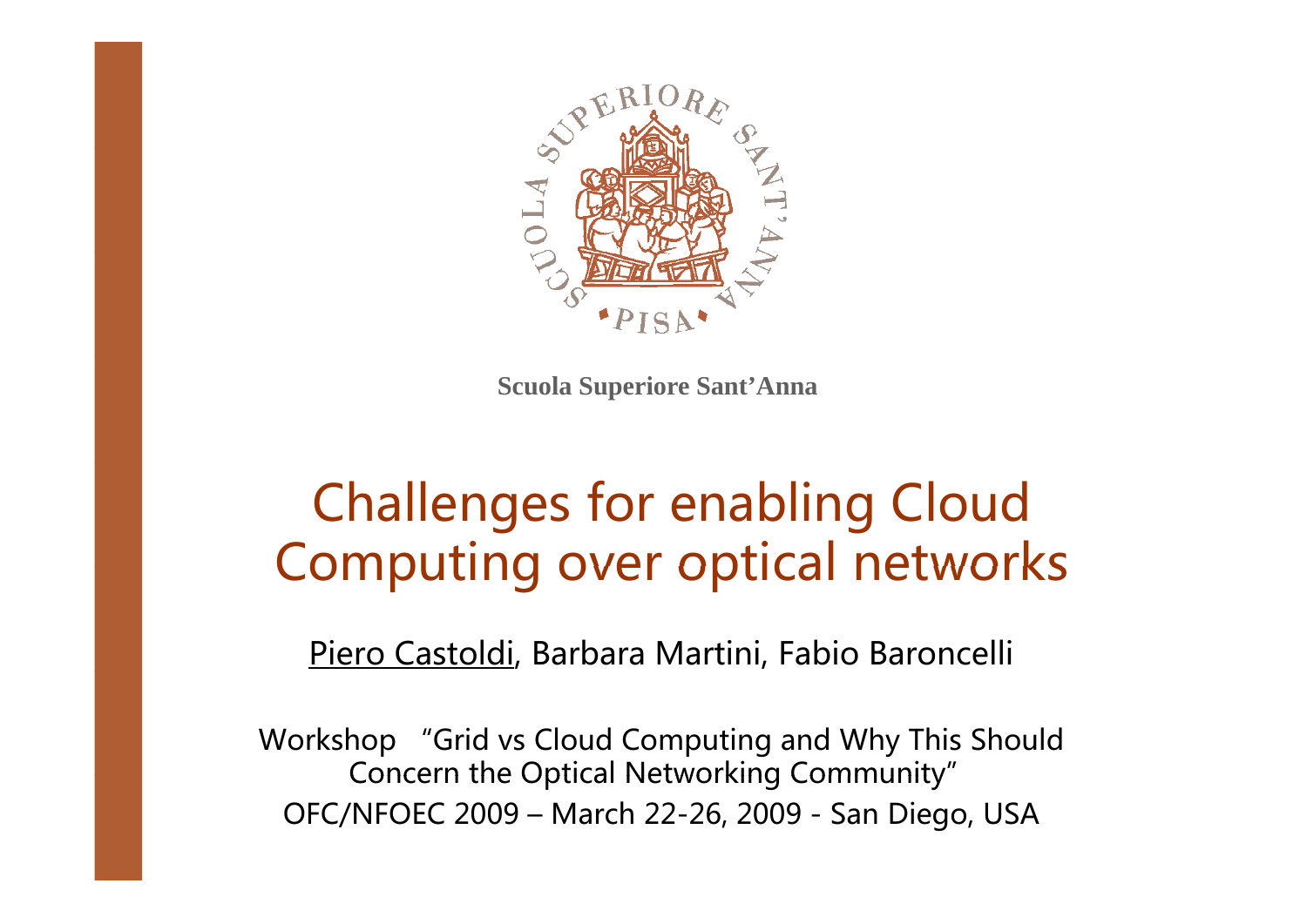Scuola Superiore Sant'Anna

# Challenges for enabling Cloud Computing over optical networks

Piero Castoldi, Barbara Martini, Fabio Baroncelli

Workshop "Grid vs Cloud Computing and Why This Should Concern the Optical Networking Community"

OFC/NFOEC 2009 – March 22-26, 2009 - San Diego, USA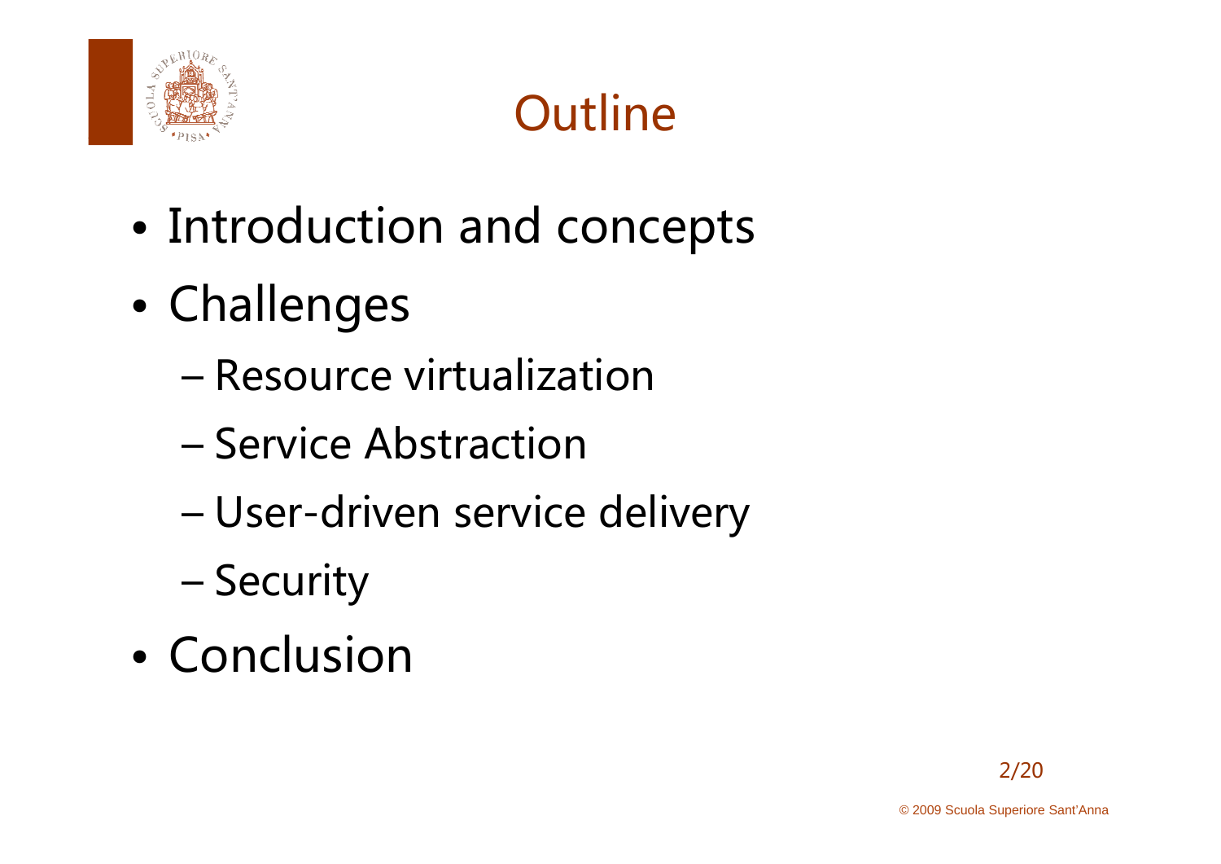# Outline

- Introduction and concepts
- Challenges
  - Resource virtualization
  - Service Abstraction
  - User-driven service delivery
  - Security
- Conclusion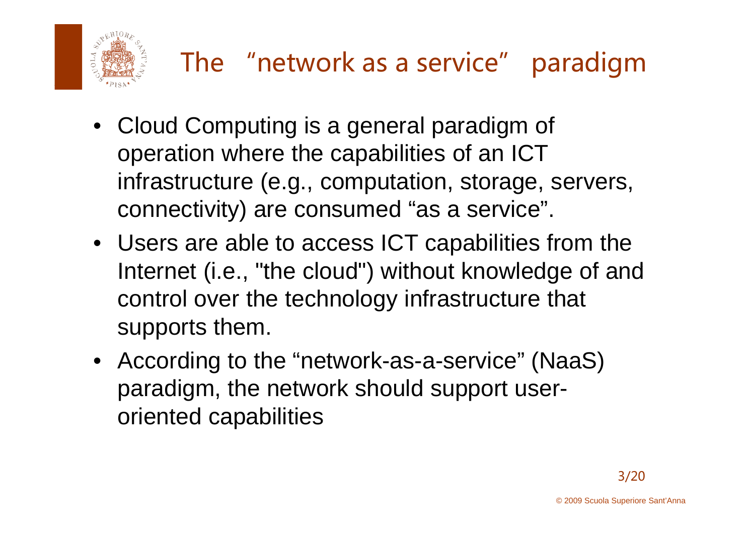# The "network as a service" paradigm

- Cloud Computing is a general paradigm of operation where the capabilities of an ICT infrastructure (e.g., computation, storage, servers, connectivity) are consumed "as a service".
- Users are able to access ICT capabilities from the Internet (i.e., "the cloud") without knowledge of and control over the technology infrastructure that supports them.
- According to the "network-as-a-service" (NaaS) paradigm, the network should support user-oriented capabilities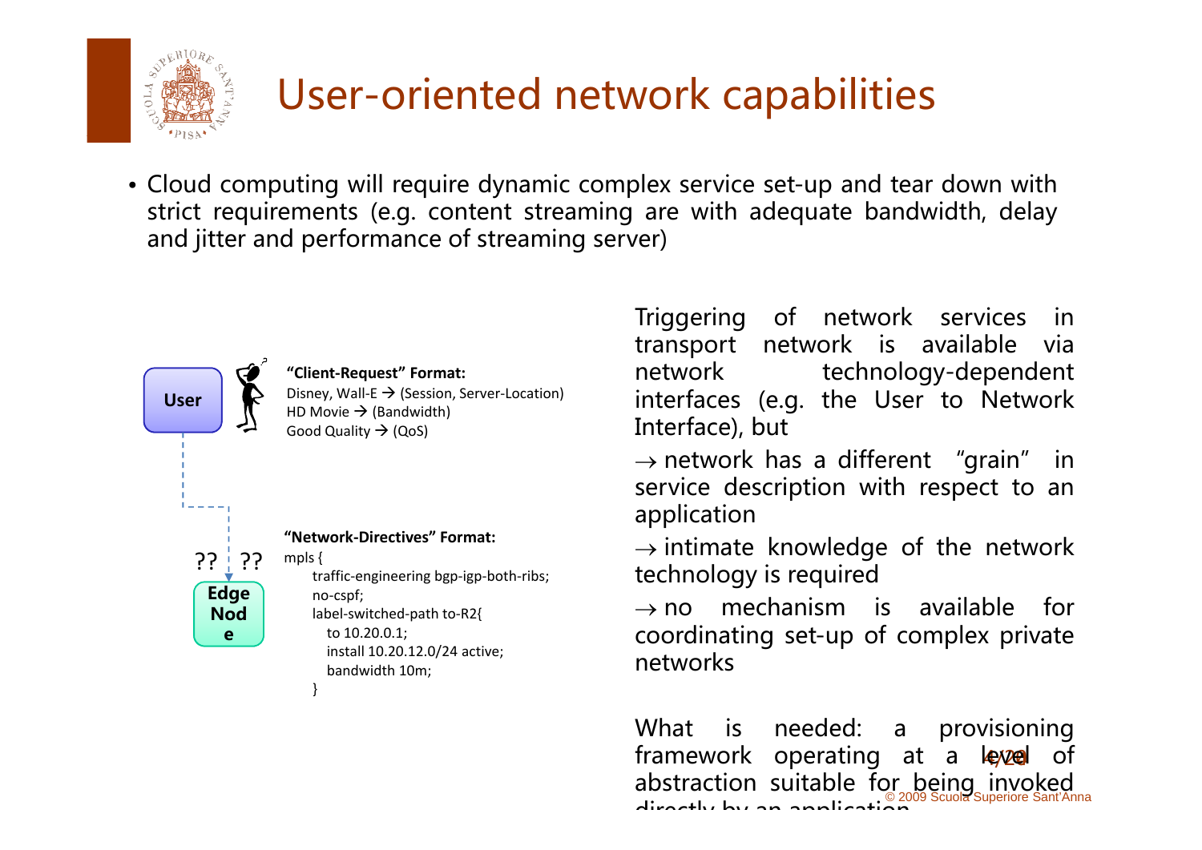# User-oriented network capabilities

- Cloud computing will require dynamic complex service set-up and tear down with strict requirements (e.g. content streaming are with adequate bandwidth, delay and jitter and performance of streaming server)

User

**"Client-Request" Format:**
Disney, Wall-E → (Session, Server-Location)
HD Movie → (Bandwidth)
Good Quality → (QoS)

?? ??

Edge Node

**"Network-Directives" Format:**

```
mpls {
    traffic-engineering bgp-igp-both-ribs;
    no-cspf;
    label-switched-path to-R2{
      to 10.20.0.1;
      install 10.20.12.0/24 active;
      bandwidth 10m;
    }
```

Triggering of network services in transport network is available via network technology-dependent interfaces (e.g. the User to Network Interface), but

→ network has a different "grain" in service description with respect to an application

→ intimate knowledge of the network technology is required

→ no mechanism is available for coordinating set-up of complex private networks

What is needed: a provisioning framework operating at a level of abstraction suitable for being invoked directly by an application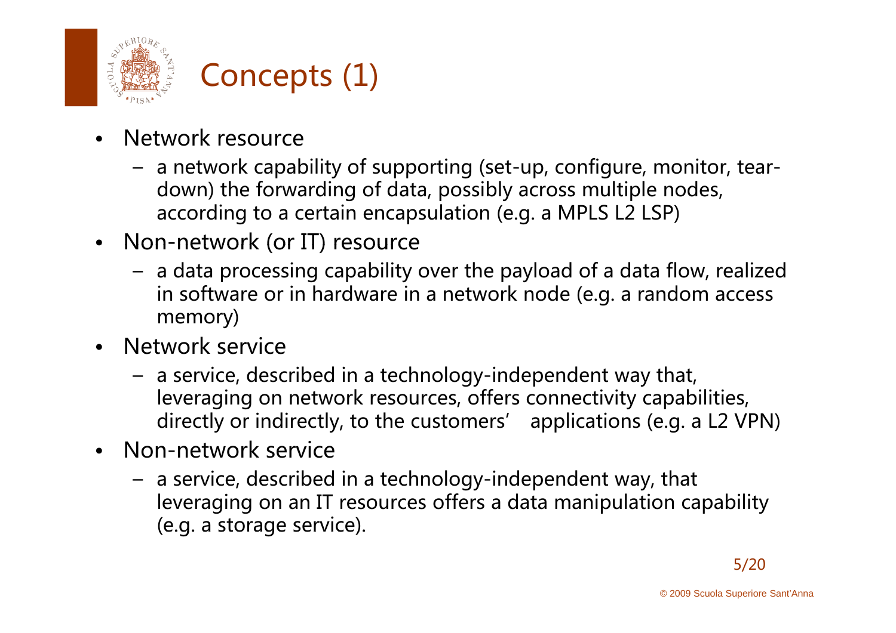# Concepts (1)

- Network resource
  - a network capability of supporting (set-up, configure, monitor, tear-down) the forwarding of data, possibly across multiple nodes, according to a certain encapsulation (e.g. a MPLS L2 LSP)
- Non-network (or IT) resource
  - a data processing capability over the payload of a data flow, realized in software or in hardware in a network node (e.g. a random access memory)
- Network service
  - a service, described in a technology-independent way that, leveraging on network resources, offers connectivity capabilities, directly or indirectly, to the customers' applications (e.g. a L2 VPN)
- Non-network service
  - a service, described in a technology-independent way, that leveraging on an IT resources offers a data manipulation capability (e.g. a storage service).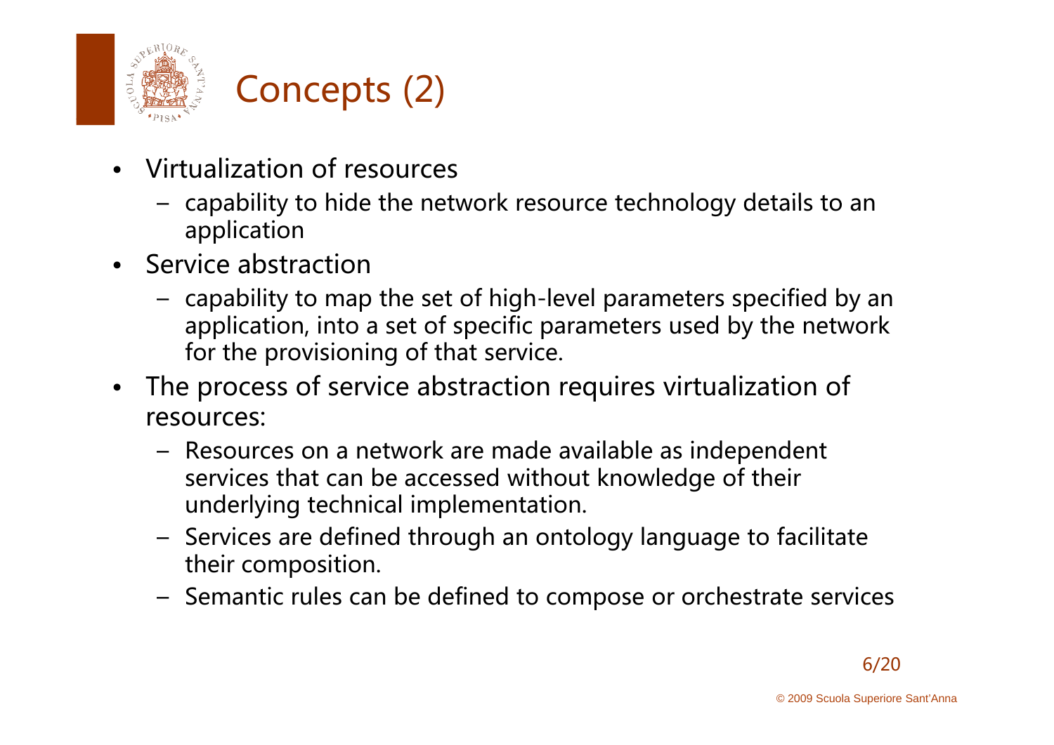# Concepts (2)

- Virtualization of resources
  - capability to hide the network resource technology details to an application
- Service abstraction
  - capability to map the set of high-level parameters specified by an application, into a set of specific parameters used by the network for the provisioning of that service.
- The process of service abstraction requires virtualization of resources:
  - Resources on a network are made available as independent services that can be accessed without knowledge of their underlying technical implementation.
  - Services are defined through an ontology language to facilitate their composition.
  - Semantic rules can be defined to compose or orchestrate services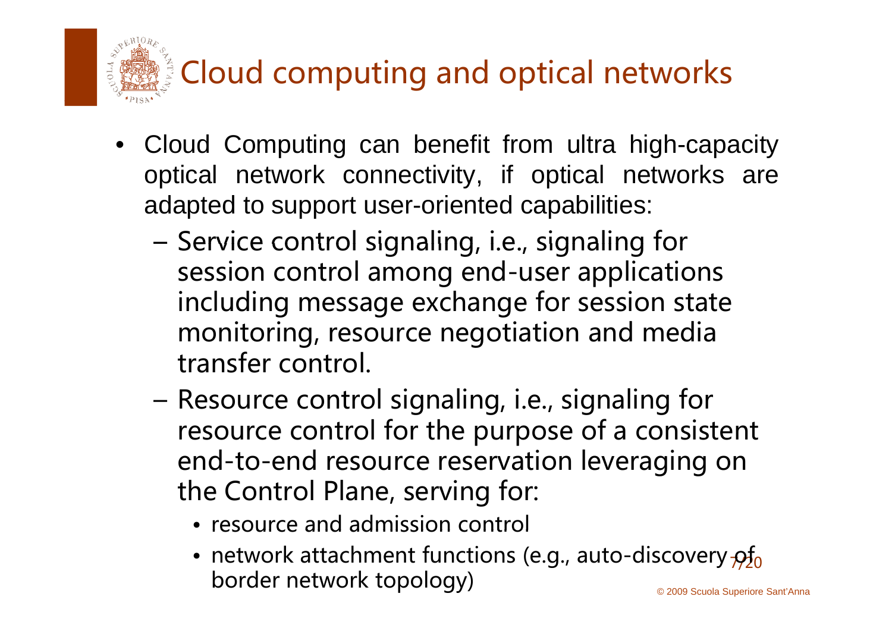# Cloud computing and optical networks

- Cloud Computing can benefit from ultra high-capacity optical network connectivity, if optical networks are adapted to support user-oriented capabilities:
  - Service control signaling, i.e., signaling for session control among end-user applications including message exchange for session state monitoring, resource negotiation and media transfer control.
  - Resource control signaling, i.e., signaling for resource control for the purpose of a consistent end-to-end resource reservation leveraging on the Control Plane, serving for:
    - resource and admission control
    - network attachment functions (e.g., auto-discovery of border network topology)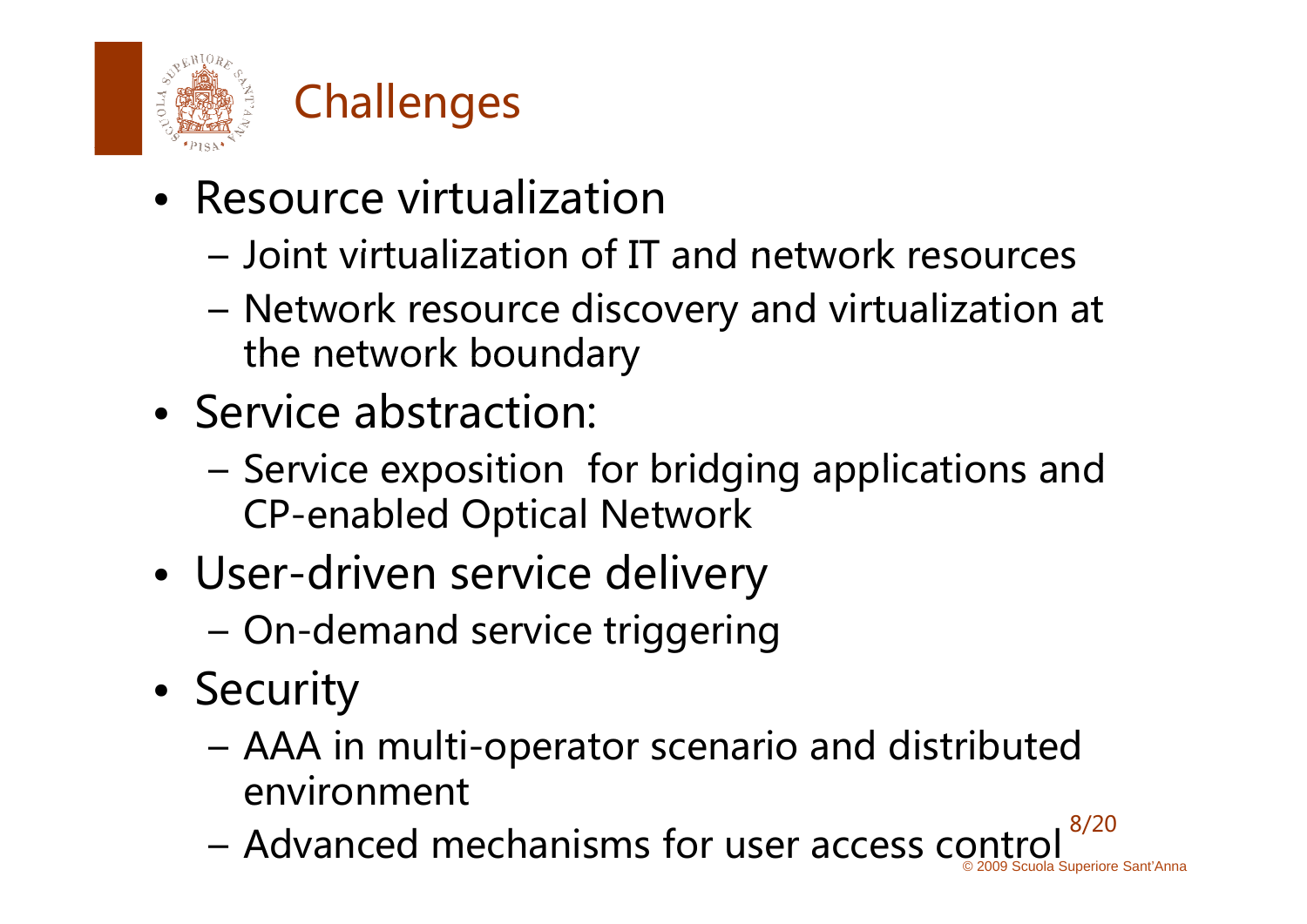# Challenges

- Resource virtualization
  - Joint virtualization of IT and network resources
  - Network resource discovery and virtualization at the network boundary
- Service abstraction:
  - Service exposition for bridging applications and CP-enabled Optical Network
- User-driven service delivery
  - On-demand service triggering
- Security
  - AAA in multi-operator scenario and distributed environment
  - Advanced mechanisms for user access control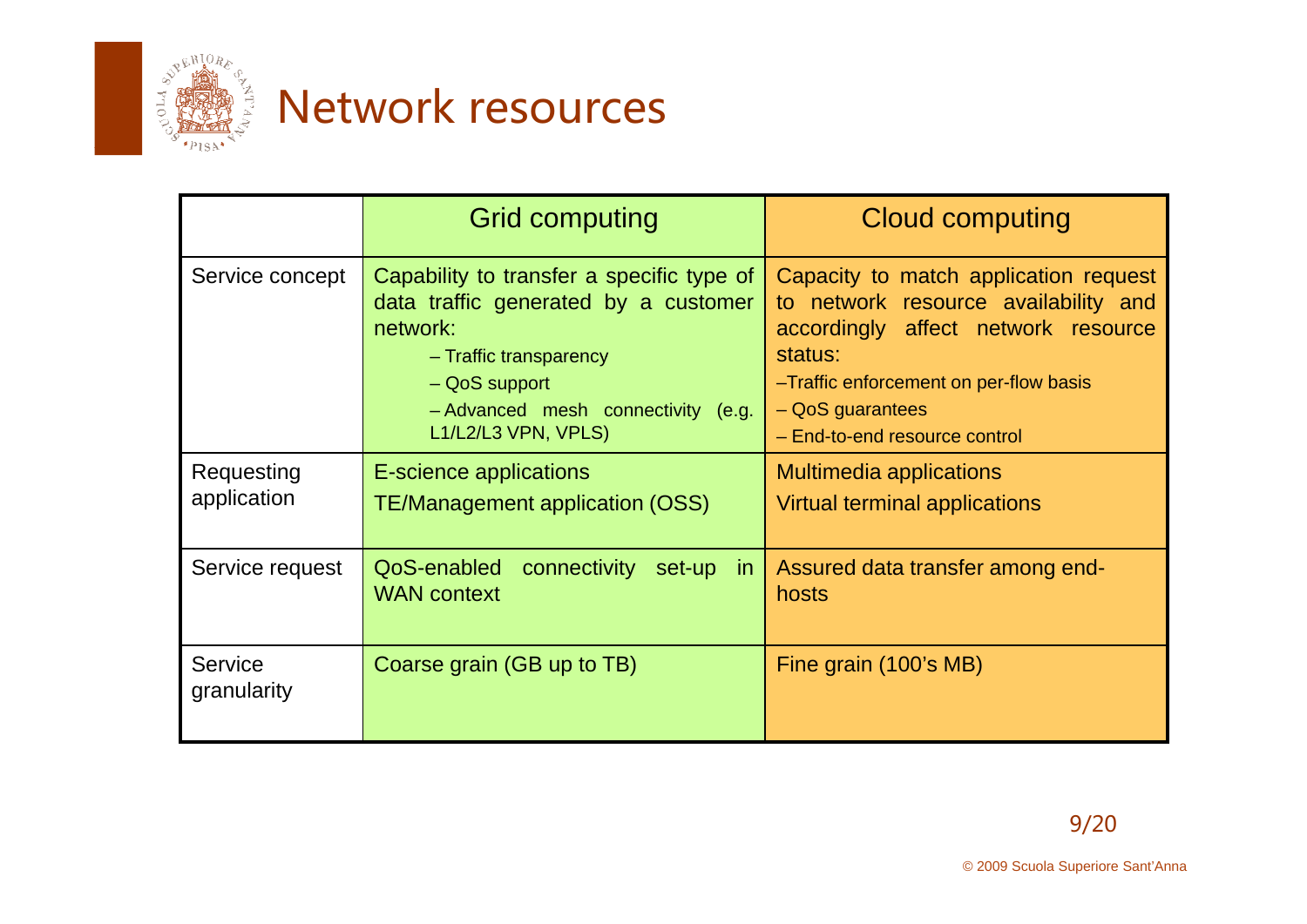# Network resources

| | Grid computing | Cloud computing |
|---|---|---|
| Service concept | Capability to transfer a specific type of data traffic generated by a customer network:<br>– Traffic transparency<br>– QoS support<br>– Advanced mesh connectivity (e.g. L1/L2/L3 VPN, VPLS) | Capacity to match application request to network resource availability and accordingly affect network resource status:<br>–Traffic enforcement on per-flow basis<br>– QoS guarantees<br>– End-to-end resource control |
| Requesting application | E-science applications<br>TE/Management application (OSS) | Multimedia applications<br>Virtual terminal applications |
| Service request | QoS-enabled connectivity set-up in WAN context | Assured data transfer among end-hosts |
| Service granularity | Coarse grain (GB up to TB) | Fine grain (100's MB) |

© 2009 Scuola Superiore Sant'Anna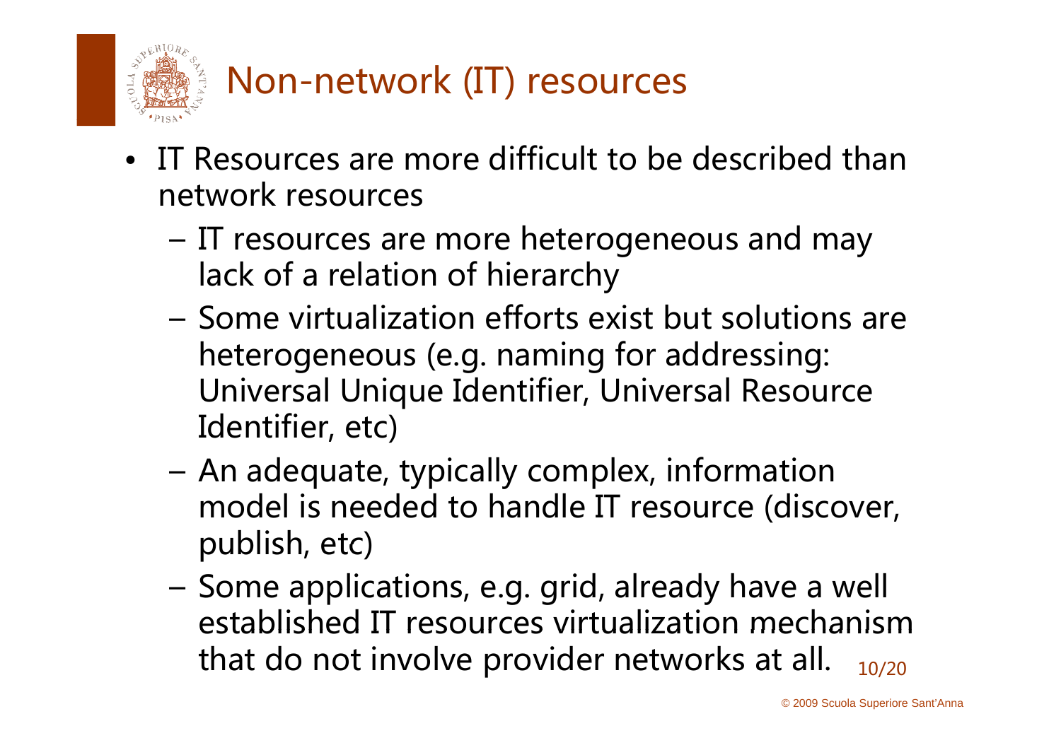# Non-network (IT) resources

- IT Resources are more difficult to be described than network resources
  - IT resources are more heterogeneous and may lack of a relation of hierarchy
  - Some virtualization efforts exist but solutions are heterogeneous (e.g. naming for addressing: Universal Unique Identifier, Universal Resource Identifier, etc)
  - An adequate, typically complex, information model is needed to handle IT resource (discover, publish, etc)
  - Some applications, e.g. grid, already have a well established IT resources virtualization mechanism that do not involve provider networks at all.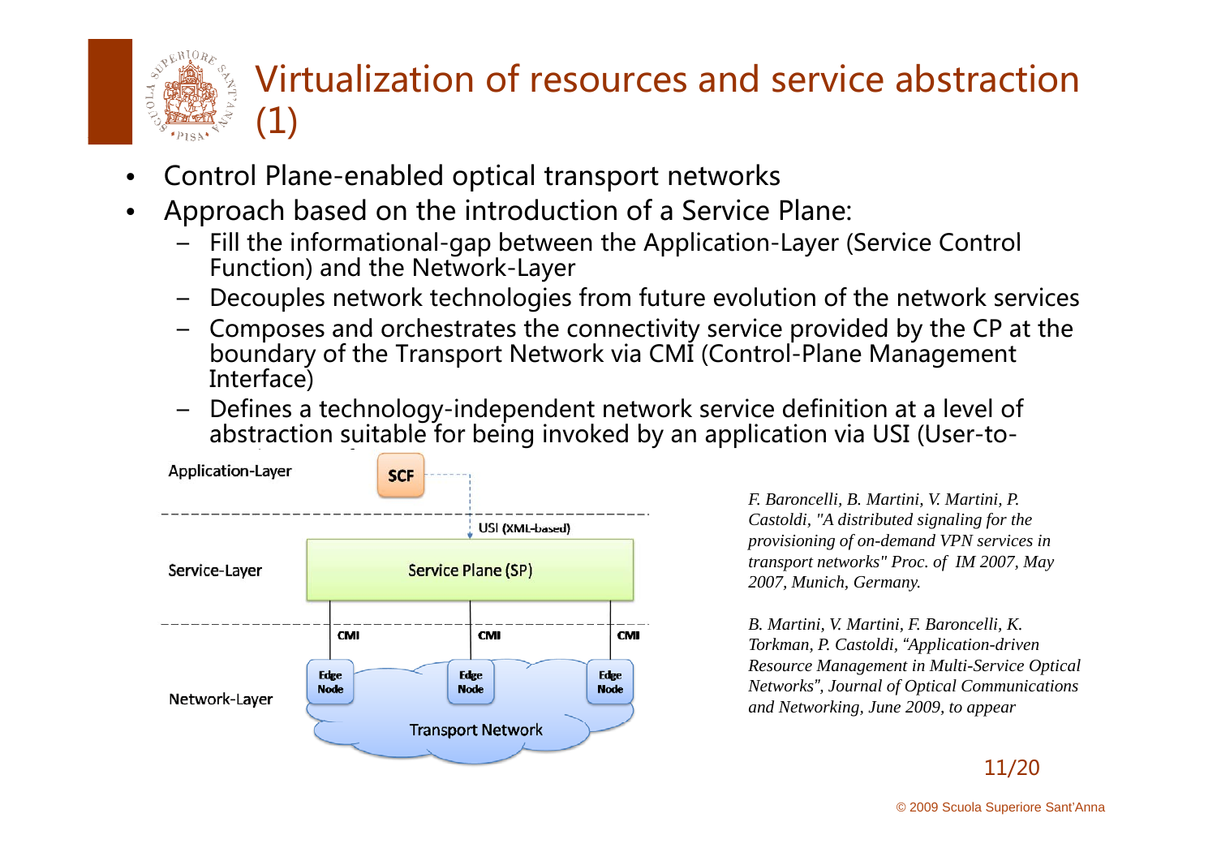# Virtualization of resources and service abstraction (1)

- Control Plane-enabled optical transport networks
- Approach based on the introduction of a Service Plane:
  - Fill the informational-gap between the Application-Layer (Service Control Function) and the Network-Layer
  - Decouples network technologies from future evolution of the network services
  - Composes and orchestrates the connectivity service provided by the CP at the boundary of the Transport Network via CMI (Control-Plane Management Interface)
  - Defines a technology-independent network service definition at a level of abstraction suitable for being invoked by an application via USI (User-to-

Application-Layer — SCF

USI (XML-based)

Service-Layer — Service Plane (SP)

CMI CMI CMI

Network-Layer — Edge Node, Edge Node, Edge Node — Transport Network

*F. Baroncelli, B. Martini, V. Martini, P. Castoldi, "A distributed signaling for the provisioning of on-demand VPN services in transport networks" Proc. of IM 2007, May 2007, Munich, Germany.*

*B. Martini, V. Martini, F. Baroncelli, K. Torkman, P. Castoldi, "Application-driven Resource Management in Multi-Service Optical Networks", Journal of Optical Communications and Networking, June 2009, to appear*

© 2009 Scuola Superiore Sant'Anna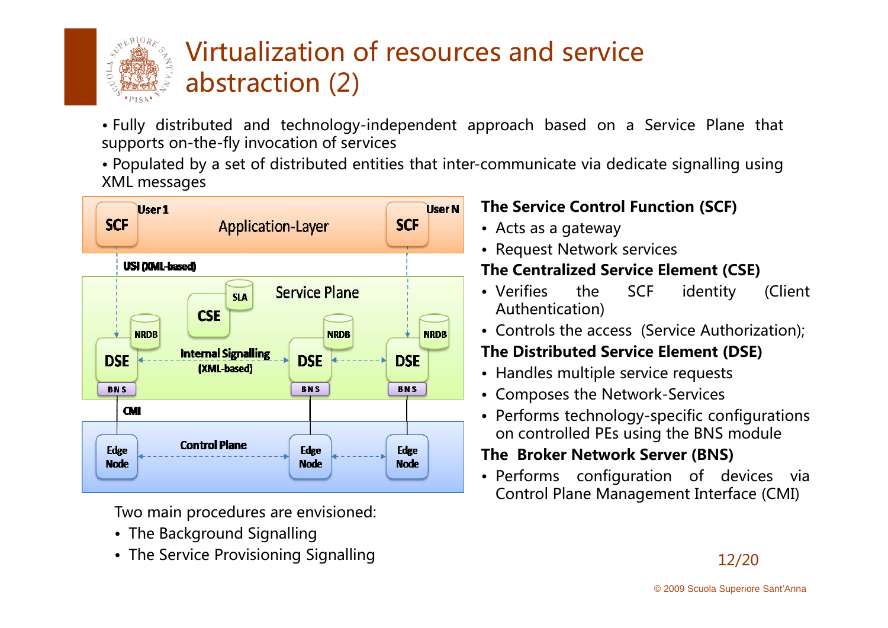# Virtualization of resources and service abstraction (2)

- Fully distributed and technology-independent approach based on a Service Plane that supports on-the-fly invocation of services
- Populated by a set of distributed entities that inter-communicate via dedicate signalling using XML messages

Two main procedures are envisioned:

- The Background Signalling
- The Service Provisioning Signalling

**The Service Control Function (SCF)**

- Acts as a gateway
- Request Network services

**The Centralized Service Element (CSE)**

- Verifies the SCF identity (Client Authentication)
- Controls the access (Service Authorization);

**The Distributed Service Element (DSE)**

- Handles multiple service requests
- Composes the Network-Services
- Performs technology-specific configurations on controlled PEs using the BNS module

**The Broker Network Server (BNS)**

- Performs configuration of devices via Control Plane Management Interface (CMI)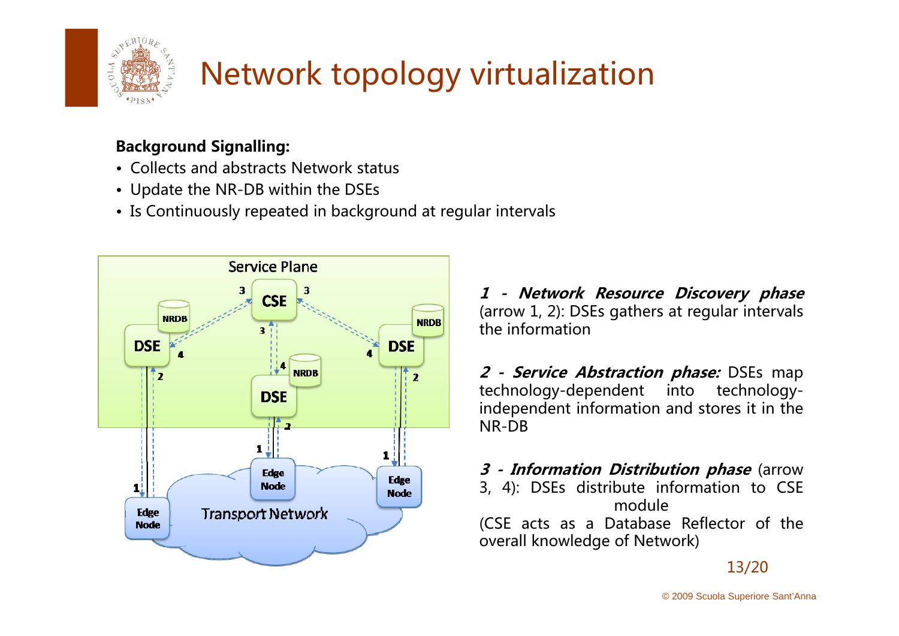# Network topology virtualization

**Background Signalling:**

- Collects and abstracts Network status
- Update the NR-DB within the DSEs
- Is Continuously repeated in background at regular intervals

***1 - Network Resource Discovery phase*** (arrow 1, 2): DSEs gathers at regular intervals the information

***2 - Service Abstraction phase:*** DSEs map technology-dependent into technology-independent information and stores it in the NR-DB

***3 - Information Distribution phase*** (arrow 3, 4): DSEs distribute information to CSE module
(CSE acts as a Database Reflector of the overall knowledge of Network)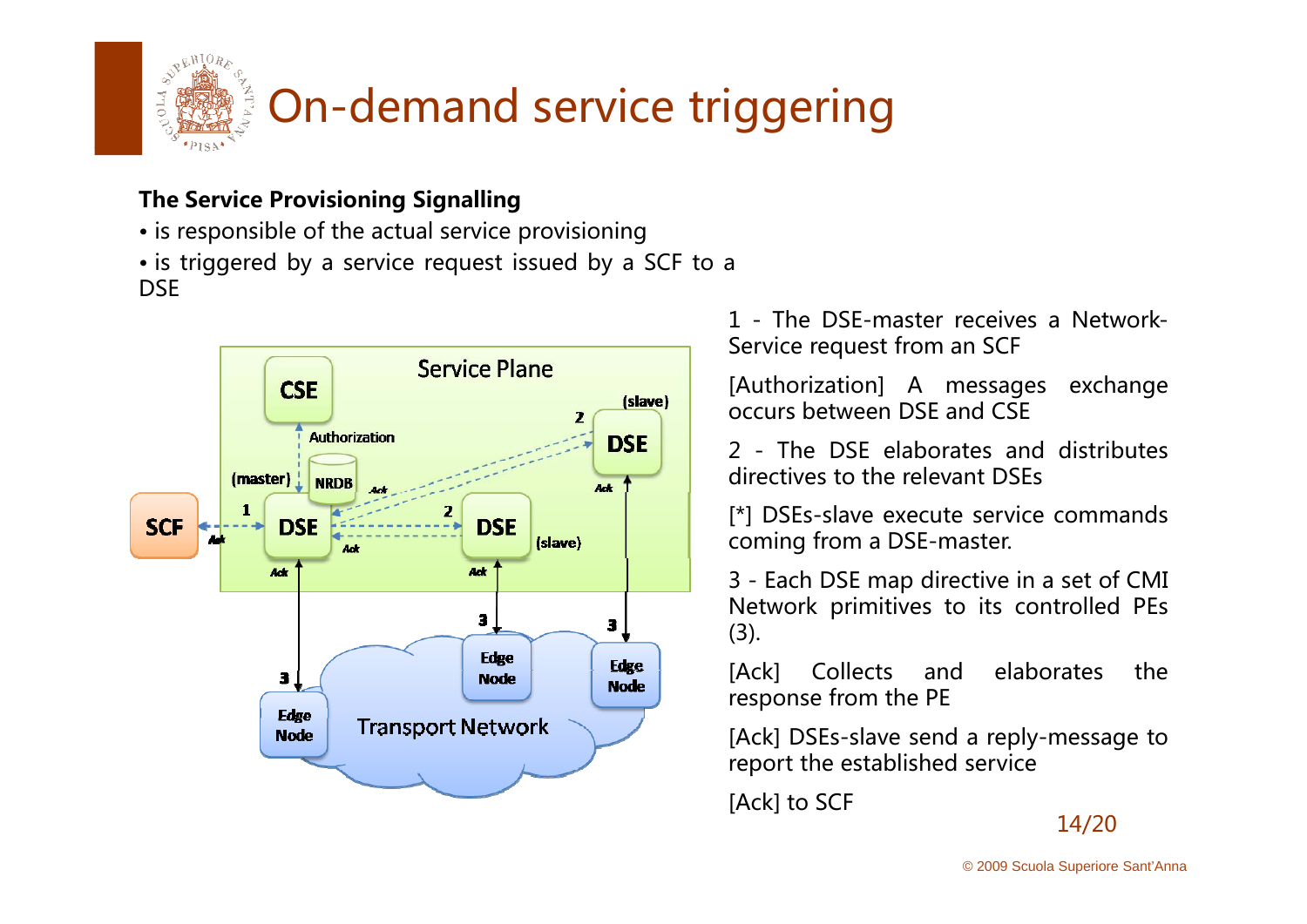# On-demand service triggering

**The Service Provisioning Signalling**

- is responsible of the actual service provisioning
- is triggered by a service request issued by a SCF to a DSE

1 - The DSE-master receives a Network-Service request from an SCF

[Authorization] A messages exchange occurs between DSE and CSE

2 - The DSE elaborates and distributes directives to the relevant DSEs

[*] DSEs-slave execute service commands coming from a DSE-master.

3 - Each DSE map directive in a set of CMI Network primitives to its controlled PEs (3).

[Ack] Collects and elaborates the response from the PE

[Ack] DSEs-slave send a reply-message to report the established service

[Ack] to SCF

© 2009 Scuola Superiore Sant'Anna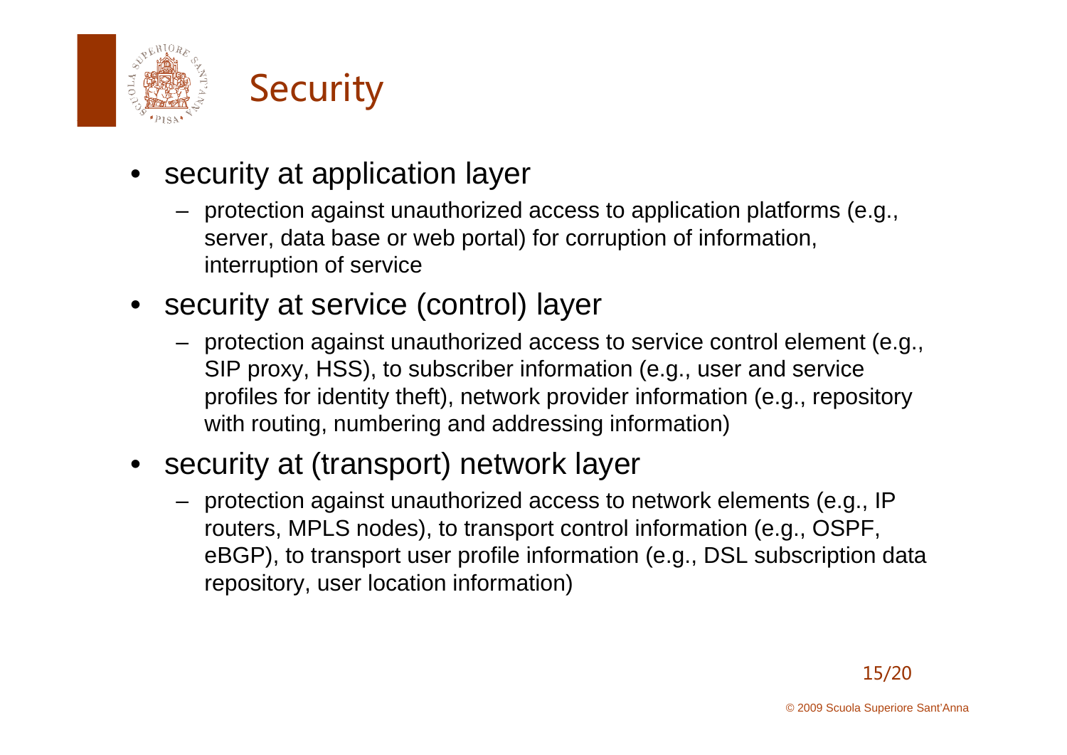# Security

- security at application layer
  - protection against unauthorized access to application platforms (e.g., server, data base or web portal) for corruption of information, interruption of service
- security at service (control) layer
  - protection against unauthorized access to service control element (e.g., SIP proxy, HSS), to subscriber information (e.g., user and service profiles for identity theft), network provider information (e.g., repository with routing, numbering and addressing information)
- security at (transport) network layer
  - protection against unauthorized access to network elements (e.g., IP routers, MPLS nodes), to transport control information (e.g., OSPF, eBGP), to transport user profile information (e.g., DSL subscription data repository, user location information)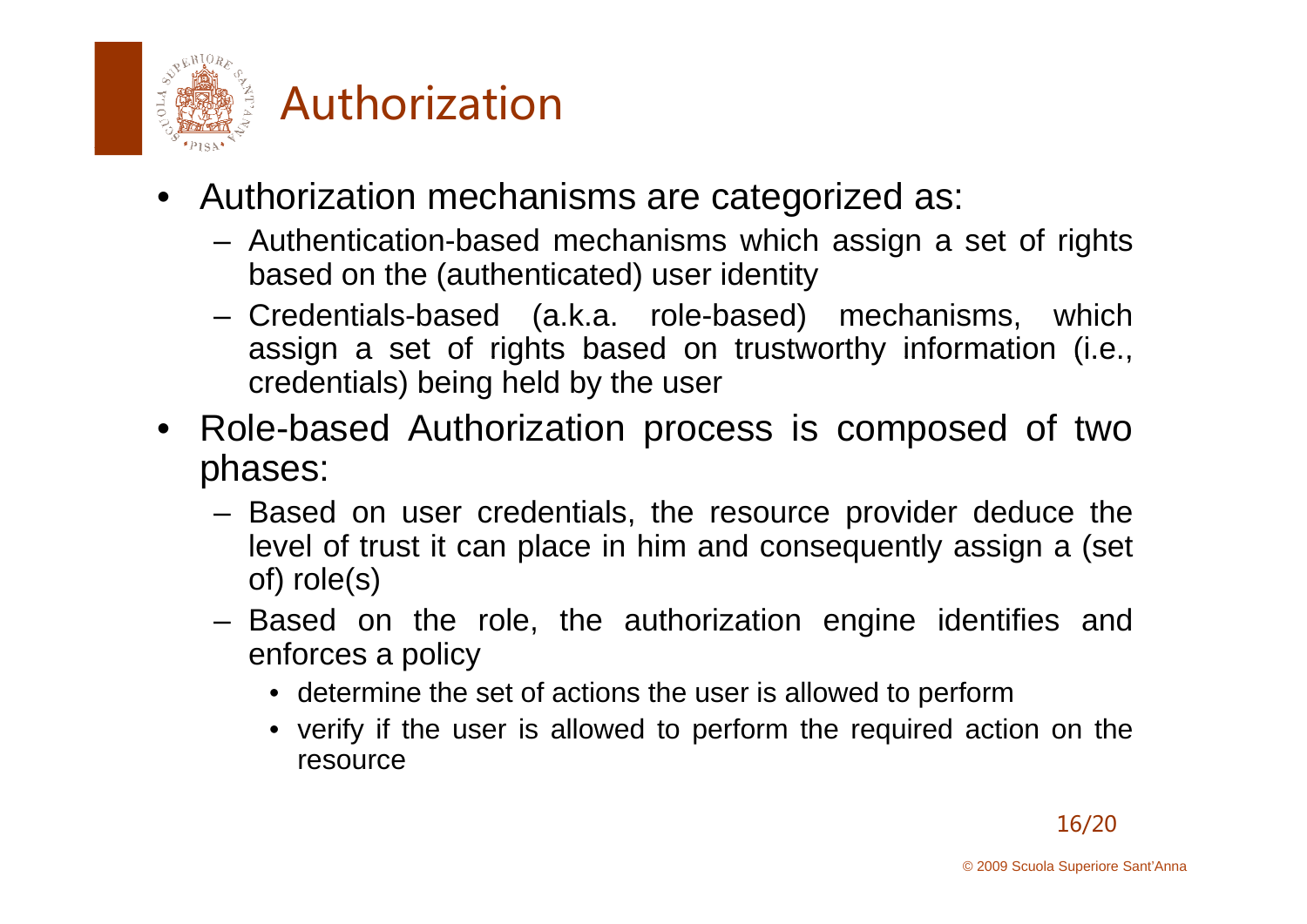# Authorization

- Authorization mechanisms are categorized as:
  - Authentication-based mechanisms which assign a set of rights based on the (authenticated) user identity
  - Credentials-based (a.k.a. role-based) mechanisms, which assign a set of rights based on trustworthy information (i.e., credentials) being held by the user
- Role-based Authorization process is composed of two phases:
  - Based on user credentials, the resource provider deduce the level of trust it can place in him and consequently assign a (set of) role(s)
  - Based on the role, the authorization engine identifies and enforces a policy
    - determine the set of actions the user is allowed to perform
    - verify if the user is allowed to perform the required action on the resource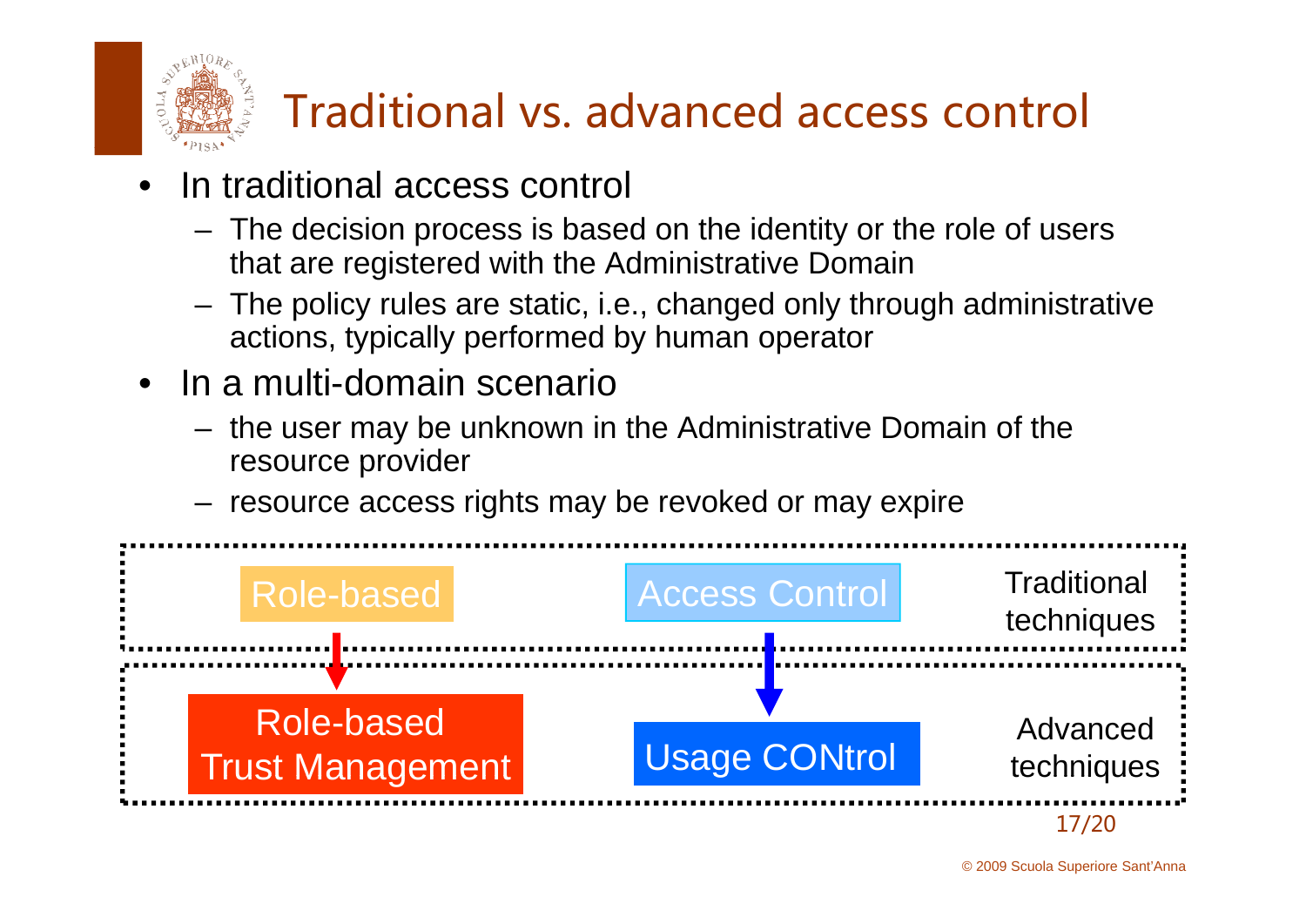# Traditional vs. advanced access control

- In traditional access control
  - The decision process is based on the identity or the role of users that are registered with the Administrative Domain
  - The policy rules are static, i.e., changed only through administrative actions, typically performed by human operator
- In a multi-domain scenario
  - the user may be unknown in the Administrative Domain of the resource provider
  - resource access rights may be revoked or may expire

| Role-based | Access Control | Traditional techniques |
|---|---|---|
| ↓ | ↓ | |
| Role-based Trust Management | Usage CONtrol | Advanced techniques |

© 2009 Scuola Superiore Sant'Anna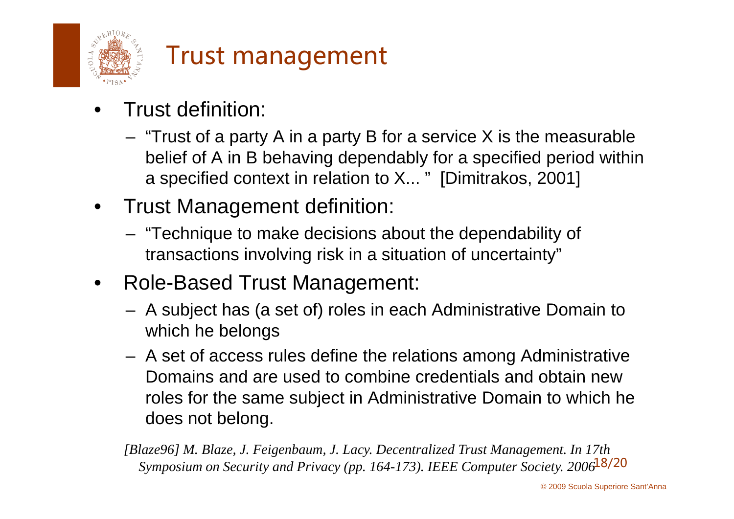# Trust management

- Trust definition:
  - "Trust of a party A in a party B for a service X is the measurable belief of A in B behaving dependably for a specified period within a specified context in relation to X... " [Dimitrakos, 2001]
- Trust Management definition:
  - "Technique to make decisions about the dependability of transactions involving risk in a situation of uncertainty"
- Role-Based Trust Management:
  - A subject has (a set of) roles in each Administrative Domain to which he belongs
  - A set of access rules define the relations among Administrative Domains and are used to combine credentials and obtain new roles for the same subject in Administrative Domain to which he does not belong.

*[Blaze96] M. Blaze, J. Feigenbaum, J. Lacy. Decentralized Trust Management. In 17th Symposium on Security and Privacy (pp. 164-173). IEEE Computer Society. 2006*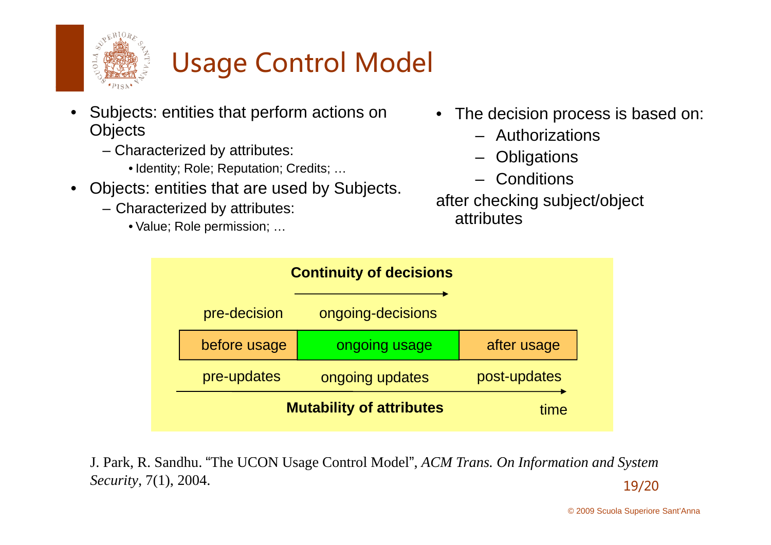# Usage Control Model

- Subjects: entities that perform actions on Objects
  - Characterized by attributes:
    - Identity; Role; Reputation; Credits; …
- Objects: entities that are used by Subjects.
  - Characterized by attributes:
    - Value; Role permission; …

- The decision process is based on:
  - Authorizations
  - Obligations
  - Conditions

after checking subject/object attributes

**Continuity of decisions**

| pre-decision | ongoing-decisions | |
|---|---|---|
| before usage | ongoing usage | after usage |
| pre-updates | ongoing updates | post-updates |

**Mutability of attributes** — time

J. Park, R. Sandhu. "The UCON Usage Control Model", *ACM Trans. On Information and System Security*, 7(1), 2004.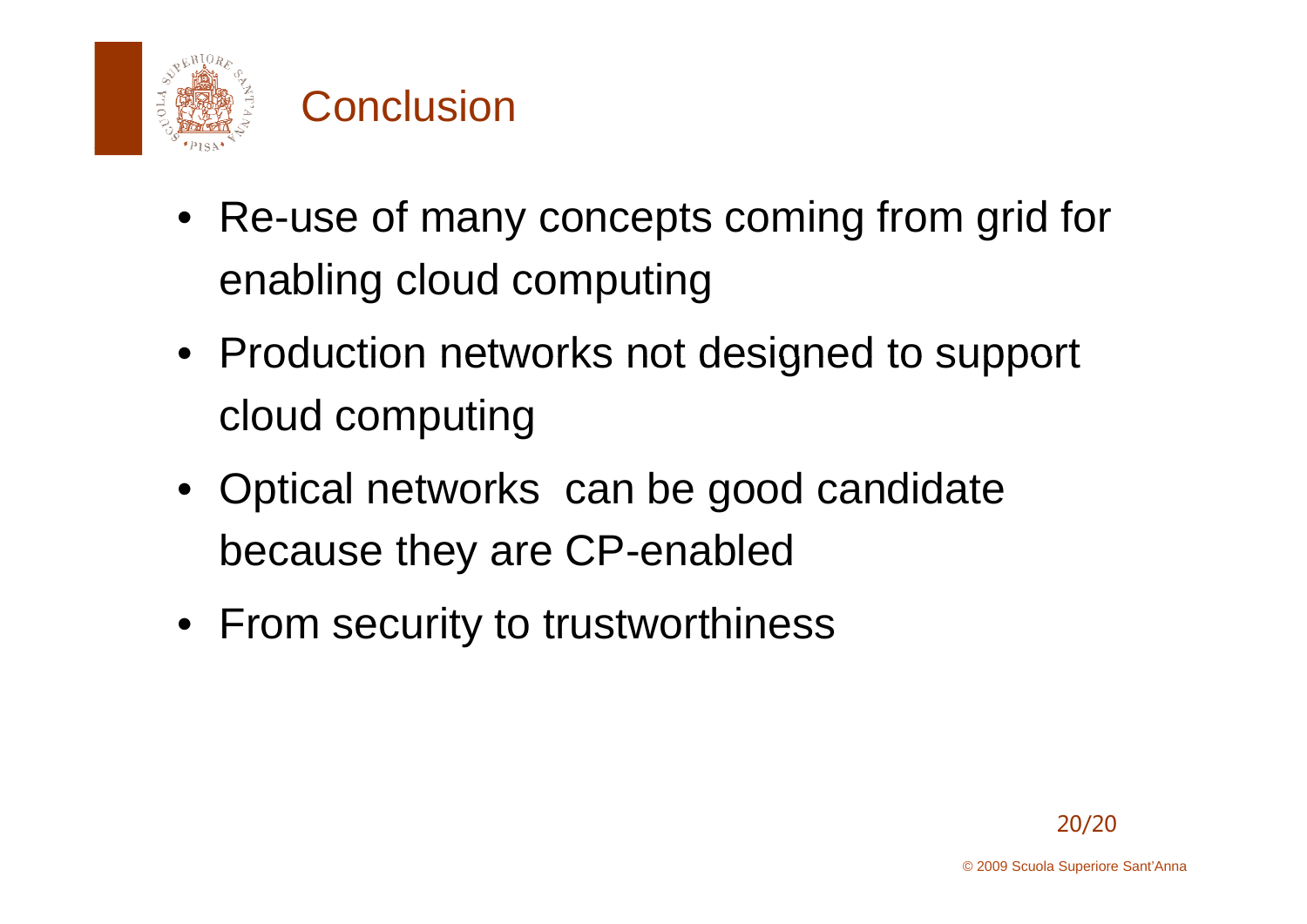# Conclusion

- Re-use of many concepts coming from grid for enabling cloud computing
- Production networks not designed to support cloud computing
- Optical networks  can be good candidate because they are CP-enabled
- From security to trustworthiness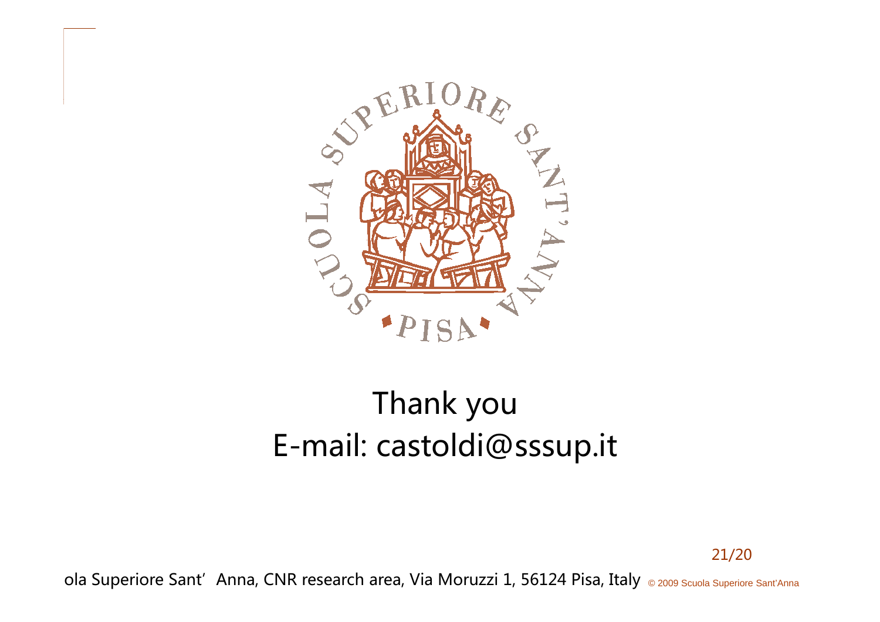Thank you

E-mail: castoldi@sssup.it